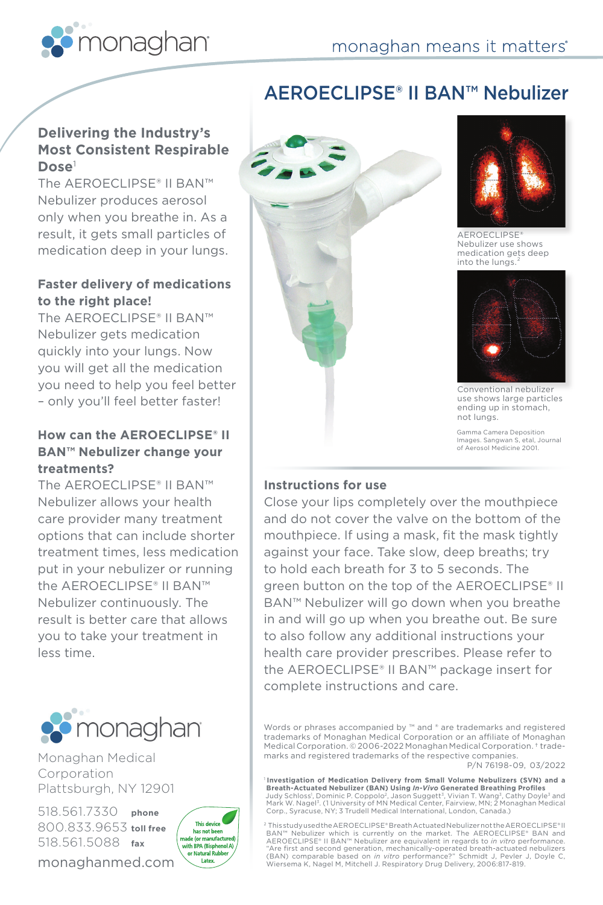monaghan

monaghan means it matters®

# AEROECLIPSE® II BAN™ Nebulizer

## Delivering the Industry's Most Consistent Respirable Dose[1]

The AEROECLIPSE® II BAN™ Nebulizer produces aerosol only when you breathe in. As a result, it gets small particles of medication deep in your lungs.

## Faster delivery of medications to the right place!

The AEROECLIPSE® II BAN™ Nebulizer gets medication quickly into your lungs. Now you will get all the medication you need to help you feel better – only you'll feel better faster!

## How can the AEROECLIPSE® II BAN™ Nebulizer change your treatments?

The AEROECLIPSE® II BAN™ Nebulizer allows your health care provider many treatment options that can include shorter treatment times, less medication put in your nebulizer or running the AEROECLIPSE® II BAN™ Nebulizer continuously. The result is better care that allows you to take your treatment in less time.

AEROECLIPSE® Nebulizer use shows medication gets deep into the lungs.[2]

Conventional nebulizer use shows large particles ending up in stomach, not lungs.

Gamma Camera Deposition Images. Sangwan S, etal, Journal of Aerosol Medicine 2001.

## Instructions for use

Close your lips completely over the mouthpiece and do not cover the valve on the bottom of the mouthpiece. If using a mask, fit the mask tightly against your face. Take slow, deep breaths; try to hold each breath for 3 to 5 seconds. The green button on the top of the AEROECLIPSE® II BAN™ Nebulizer will go down when you breathe in and will go up when you breathe out. Be sure to also follow any additional instructions your health care provider prescribes. Please refer to the AEROECLIPSE® II BAN™ package insert for complete instructions and care.

monaghan

Monaghan Medical Corporation
Plattsburgh, NY 12901

518.561.7330 **phone**
800.833.9653 **toll free**
518.561.5088 **fax**
monaghanmed.com

This device has not been made (or manufactured) with BPA (Bisphenol A) or Natural Rubber Latex.

Words or phrases accompanied by ™ and ® are trademarks and registered trademarks of Monaghan Medical Corporation or an affiliate of Monaghan Medical Corporation. © 2006-2022 Monaghan Medical Corporation. † trademarks and registered trademarks of the respective companies.

P/N 76198-09, 03/2022

[1] **Investigation of Medication Delivery from Small Volume Nebulizers (SVN) and a Breath-Actuated Nebulizer (BAN) Using *In-Vivo* Generated Breathing Profiles** Judy Schloss[1], Dominic P. Coppolo[2], Jason Suggett[3], Vivian T. Wang[3], Cathy Doyle[3] and Mark W. Nagel[3]. (1 University of MN Medical Center, Fairview, MN; 2 Monaghan Medical Corp., Syracuse, NY; 3 Trudell Medical International, London, Canada.)

[2] This study used the AEROECLIPSE® Breath Actuated Nebulizer not the AEROECLIPSE® II BAN™ Nebulizer which is currently on the market. The AEROECLIPSE® BAN and AEROECLIPSE® II BAN™ Nebulizer are equivalent in regards to *in vitro* performance. "Are first and second generation, mechanically-operated breath-actuated nebulizers (BAN) comparable based on *in vitro* performance?" Schmidt J, Pevler J, Doyle C, Wiersema K, Nagel M, Mitchell J. Respiratory Drug Delivery, 2006:817-819.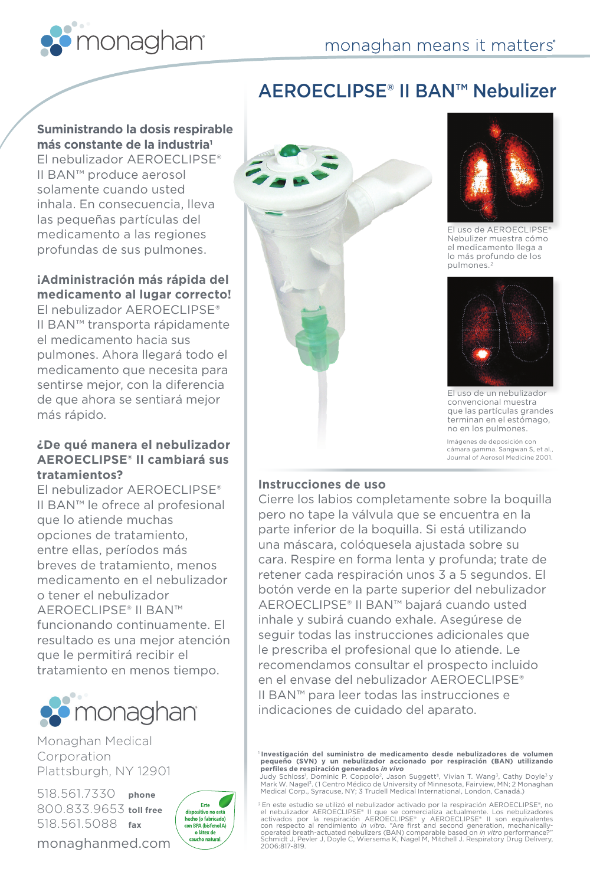monaghan

monaghan means it matters®

# AEROECLIPSE® II BAN™ Nebulizer

## Suministrando la dosis respirable más constante de la industria[1]

El nebulizador AEROECLIPSE® II BAN™ produce aerosol solamente cuando usted inhala. En consecuencia, lleva las pequeñas partículas del medicamento a las regiones profundas de sus pulmones.

## ¡Administración más rápida del medicamento al lugar correcto!

El nebulizador AEROECLIPSE® II BAN™ transporta rápidamente el medicamento hacia sus pulmones. Ahora llegará todo el medicamento que necesita para sentirse mejor, con la diferencia de que ahora se sentirá mejor más rápido.

## ¿De qué manera el nebulizador AEROECLIPSE® II cambiará sus tratamientos?

El nebulizador AEROECLIPSE® II BAN™ le ofrece al profesional que lo atiende muchas opciones de tratamiento, entre ellas, períodos más breves de tratamiento, menos medicamento en el nebulizador o tener el nebulizador AEROECLIPSE® II BAN™ funcionando continuamente. El resultado es una mejor atención que le permitirá recibir el tratamiento en menos tiempo.

El uso de AEROECLIPSE® Nebulizer muestra cómo el medicamento llega a lo más profundo de los pulmones.[2]

El uso de un nebulizador convencional muestra que las partículas grandes terminan en el estómago, no en los pulmones.

Imágenes de deposición con cámara gamma. Sangwan S, et al., Journal of Aerosol Medicine 2001.

## Instrucciones de uso

Cierre los labios completamente sobre la boquilla pero no tape la válvula que se encuentra en la parte inferior de la boquilla. Si está utilizando una máscara, colóquesela ajustada sobre su cara. Respire en forma lenta y profunda; trate de retener cada respiración unos 3 a 5 segundos. El botón verde en la parte superior del nebulizador AEROECLIPSE® II BAN™ bajará cuando usted inhale y subirá cuando exhale. Asegúrese de seguir todas las instrucciones adicionales que le prescriba el profesional que lo atiende. Le recomendamos consultar el prospecto incluido en el envase del nebulizador AEROECLIPSE® II BAN™ para leer todas las instrucciones e indicaciones de cuidado del aparato.

monaghan

Monaghan Medical Corporation
Plattsburgh, NY 12901

518.561.7330 **phone**
800.833.9653 **toll free**
518.561.5088 **fax**

monaghanmed.com

Este dispositivo no está hecho (o fabricado) con BPA (bisfenol A) o látex de caucho natural.

[1] **Investigación del suministro de medicamento desde nebulizadores de volumen pequeño (SVN) y un nebulizador accionado por respiración (BAN) utilizando perfiles de respiración generados *in vivo***
Judy Schloss[1], Dominic P. Coppolo[2], Jason Suggett[3], Vivian T. Wang[3], Cathy Doyle[3] y Mark W. Nagel[3]. (1 Centro Médico de University of Minnesota, Fairview, MN; 2 Monaghan Medical Corp., Syracuse, NY; 3 Trudell Medical International, London, Canadá.)

[2] En este estudio se utilizó el nebulizador activado por la respiración AEROECLIPSE®, no el nebulizador AEROECLIPSE® II que se comercializa actualmente. Los nebulizadores activados por la respiración AEROECLIPSE® y AEROECLIPSE® II son equivalentes con respecto al rendimiento *in vitro*. "Are first and second generation, mechanically-operated breath-actuated nebulizers (BAN) comparable based on *in vitro* performance?" Schmidt J, Pevler J, Doyle C, Wiersema K, Nagel M, Mitchell J. Respiratory Drug Delivery, 2006:817-819.